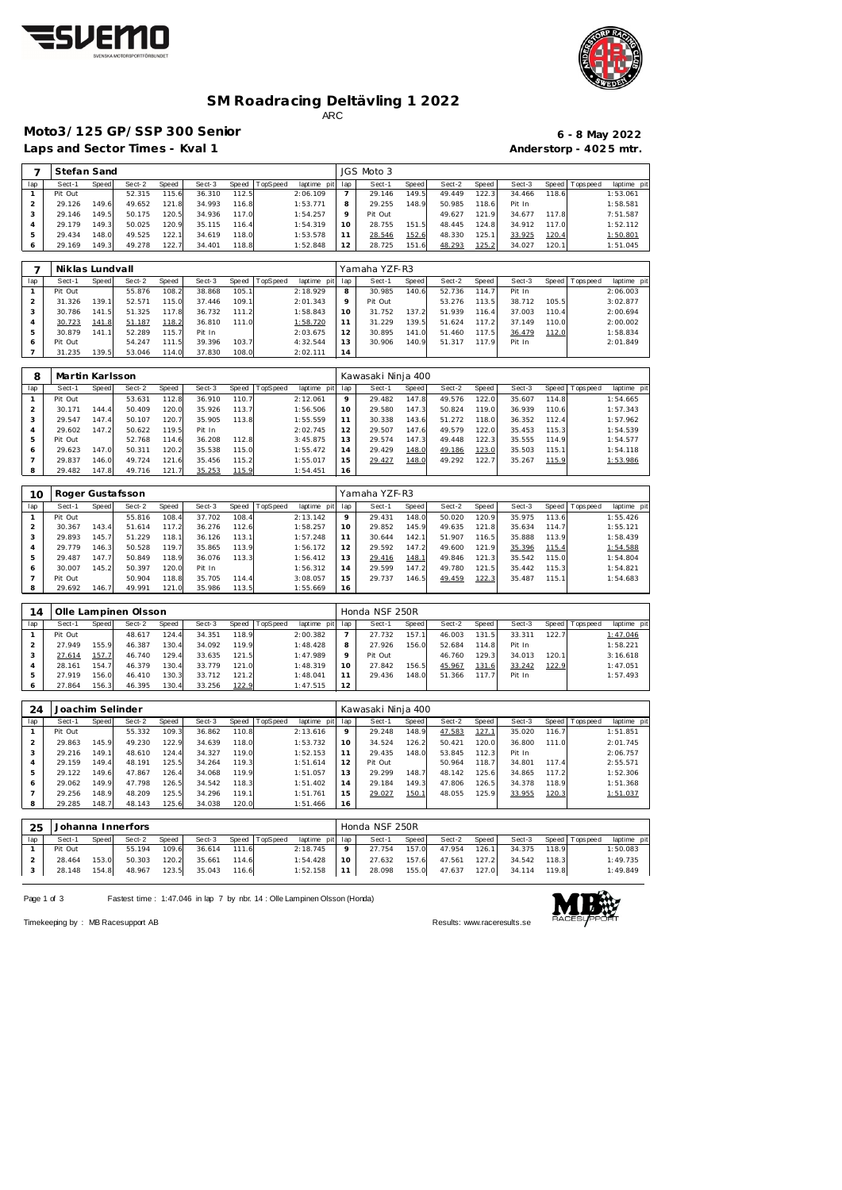# SM Roadracing Deltävling 1 2022

ARC

## Moto3/125 GP/SSP 300 Senior

**Laps and Sector Times - Kval 1**

**6 - 8 May 2022**

**Anderstorp - 4025 mtr.**

| 7 | Stefan Sand | | | | | | | | JGS Moto 3 | | | | | | | | |
|---|---|---|---|---|---|---|---|---|---|---|---|---|---|---|---|---|---|
| lap | Sect-1 | Speed | Sect-2 | Speed | Sect-3 | Speed | TopSpeed | laptime pit | lap | Sect-1 | Speed | Sect-2 | Speed | Sect-3 | Speed | Topspeed | laptime pit |
| 1 | Pit Out | | 52.315 | 115.6 | 36.310 | 112.5 | | 2:06.109 | 7 | 29.146 | 149.5 | 49.449 | 122.3 | 34.466 | 118.6 | | 1:53.061 |
| 2 | 29.126 | 149.6 | 49.652 | 121.8 | 34.993 | 116.8 | | 1:53.771 | 8 | 29.255 | 148.9 | 50.985 | 118.6 | Pit In | | | 1:58.581 |
| 3 | 29.146 | 149.5 | 50.175 | 120.5 | 34.936 | 117.0 | | 1:54.257 | 9 | Pit Out | | 49.627 | 121.9 | 34.677 | 117.8 | | 7:51.587 |
| 4 | 29.179 | 149.3 | 50.025 | 120.9 | 35.115 | 116.4 | | 1:54.319 | 10 | 28.755 | 151.5 | 48.445 | 124.8 | 34.912 | 117.0 | | 1:52.112 |
| 5 | 29.434 | 148.0 | 49.525 | 122.1 | 34.619 | 118.0 | | 1:53.578 | 11 | 28.546 | 152.6 | 48.330 | 125.1 | 33.925 | 120.4 | | 1:50.801 |
| 6 | 29.169 | 149.3 | 49.278 | 122.7 | 34.401 | 118.8 | | 1:52.848 | 12 | 28.725 | 151.6 | 48.293 | 125.2 | 34.027 | 120.1 | | 1:51.045 |

| 7 | Niklas Lundvall | | | | | | | | Yamaha YZF-R3 | | | | | | | | |
|---|---|---|---|---|---|---|---|---|---|---|---|---|---|---|---|---|---|
| lap | Sect-1 | Speed | Sect-2 | Speed | Sect-3 | Speed | TopSpeed | laptime pit | lap | Sect-1 | Speed | Sect-2 | Speed | Sect-3 | Speed | Topspeed | laptime pit |
| 1 | Pit Out | | 55.876 | 108.2 | 38.868 | 105.1 | | 2:18.929 | 8 | 30.985 | 140.6 | 52.736 | 114.7 | Pit In | | | 2:06.003 |
| 2 | 31.326 | 139.1 | 52.571 | 115.0 | 37.446 | 109.1 | | 2:01.343 | 9 | Pit Out | | 53.276 | 113.5 | 38.712 | 105.5 | | 3:02.877 |
| 3 | 30.786 | 141.5 | 51.325 | 117.8 | 36.732 | 111.2 | | 1:58.843 | 10 | 31.752 | 137.2 | 51.939 | 116.4 | 37.003 | 110.4 | | 2:00.694 |
| 4 | 30.723 | 141.8 | 51.187 | 118.2 | 36.810 | 111.0 | | 1:58.720 | 11 | 31.229 | 139.5 | 51.624 | 117.2 | 37.149 | 110.0 | | 2:00.002 |
| 5 | 30.879 | 141.1 | 52.289 | 115.7 | Pit In | | | 2:03.675 | 12 | 30.895 | 141.0 | 51.460 | 117.5 | 36.479 | 112.0 | | 1:58.834 |
| 6 | Pit Out | | 54.247 | 111.5 | 39.396 | 103.7 | | 4:32.544 | 13 | 30.906 | 140.9 | 51.317 | 117.9 | Pit In | | | 2:01.849 |
| 7 | 31.235 | 139.5 | 53.046 | 114.0 | 37.830 | 108.0 | | 2:02.111 | 14 | | | | | | | | |

| 8 | Martin Karlsson | | | | | | | | Kawasaki Ninja 400 | | | | | | | | |
|---|---|---|---|---|---|---|---|---|---|---|---|---|---|---|---|---|---|
| lap | Sect-1 | Speed | Sect-2 | Speed | Sect-3 | Speed | TopSpeed | laptime pit | lap | Sect-1 | Speed | Sect-2 | Speed | Sect-3 | Speed | Topspeed | laptime pit |
| 1 | Pit Out | | 53.631 | 112.8 | 36.910 | 110.7 | | 2:12.061 | 9 | 29.482 | 147.8 | 49.576 | 122.0 | 35.607 | 114.8 | | 1:54.665 |
| 2 | 30.171 | 144.4 | 50.409 | 120.0 | 35.926 | 113.7 | | 1:56.506 | 10 | 29.580 | 147.3 | 50.824 | 119.0 | 36.939 | 110.6 | | 1:57.343 |
| 3 | 29.547 | 147.4 | 50.107 | 120.7 | 35.905 | 113.8 | | 1:55.559 | 11 | 30.338 | 143.6 | 51.272 | 118.0 | 36.352 | 112.4 | | 1:57.962 |
| 4 | 29.602 | 147.2 | 50.622 | 119.5 | Pit In | | | 2:02.745 | 12 | 29.507 | 147.6 | 49.579 | 122.0 | 35.453 | 115.3 | | 1:54.539 |
| 5 | Pit Out | | 52.768 | 114.6 | 36.208 | 112.8 | | 3:45.875 | 13 | 29.574 | 147.3 | 49.448 | 122.3 | 35.555 | 114.9 | | 1:54.577 |
| 6 | 29.623 | 147.0 | 50.311 | 120.2 | 35.538 | 115.0 | | 1:55.472 | 14 | 29.429 | 148.0 | 49.186 | 123.0 | 35.503 | 115.1 | | 1:54.118 |
| 7 | 29.837 | 146.0 | 49.724 | 121.6 | 35.456 | 115.2 | | 1:55.017 | 15 | 29.427 | 148.0 | 49.292 | 122.7 | 35.267 | 115.9 | | 1:53.986 |
| 8 | 29.482 | 147.8 | 49.716 | 121.7 | 35.253 | 115.9 | | 1:54.451 | 16 | | | | | | | | |

| 10 | Roger Gustafsson | | | | | | | | Yamaha YZF-R3 | | | | | | | | |
|---|---|---|---|---|---|---|---|---|---|---|---|---|---|---|---|---|---|
| lap | Sect-1 | Speed | Sect-2 | Speed | Sect-3 | Speed | TopSpeed | laptime pit | lap | Sect-1 | Speed | Sect-2 | Speed | Sect-3 | Speed | Topspeed | laptime pit |
| 1 | Pit Out | | 55.816 | 108.4 | 37.702 | 108.4 | | 2:13.142 | 9 | 29.431 | 148.0 | 50.020 | 120.9 | 35.975 | 113.6 | | 1:55.426 |
| 2 | 30.367 | 143.4 | 51.614 | 117.2 | 36.276 | 112.6 | | 1:58.257 | 10 | 29.852 | 145.9 | 49.635 | 121.8 | 35.634 | 114.7 | | 1:55.121 |
| 3 | 29.893 | 145.7 | 51.229 | 118.1 | 36.126 | 113.1 | | 1:57.248 | 11 | 30.644 | 142.1 | 51.907 | 116.5 | 35.888 | 113.9 | | 1:58.439 |
| 4 | 29.779 | 146.3 | 50.528 | 119.7 | 35.865 | 113.9 | | 1:56.172 | 12 | 29.592 | 147.2 | 49.600 | 121.9 | 35.396 | 115.4 | | 1:54.588 |
| 5 | 29.487 | 147.7 | 50.849 | 118.9 | 36.076 | 113.3 | | 1:56.412 | 13 | 29.416 | 148.1 | 49.846 | 121.3 | 35.542 | 115.0 | | 1:54.804 |
| 6 | 30.007 | 145.2 | 50.397 | 120.0 | Pit In | | | 1:56.312 | 14 | 29.599 | 147.2 | 49.780 | 121.5 | 35.442 | 115.3 | | 1:54.821 |
| 7 | Pit Out | | 50.904 | 118.8 | 35.705 | 114.4 | | 3:08.057 | 15 | 29.737 | 146.5 | 49.459 | 122.3 | 35.487 | 115.1 | | 1:54.683 |
| 8 | 29.692 | 146.7 | 49.991 | 121.0 | 35.986 | 113.5 | | 1:55.669 | 16 | | | | | | | | |

| 14 | Olle Lampinen Olsson | | | | | | | | Honda NSF 250R | | | | | | | | |
|---|---|---|---|---|---|---|---|---|---|---|---|---|---|---|---|---|---|
| lap | Sect-1 | Speed | Sect-2 | Speed | Sect-3 | Speed | TopSpeed | laptime pit | lap | Sect-1 | Speed | Sect-2 | Speed | Sect-3 | Speed | Topspeed | laptime pit |
| 1 | Pit Out | | 48.617 | 124.4 | 34.351 | 118.9 | | 2:00.382 | 7 | 27.732 | 157.1 | 46.003 | 131.5 | 33.311 | 122.7 | | 1:47.046 |
| 2 | 27.949 | 155.9 | 46.387 | 130.4 | 34.092 | 119.9 | | 1:48.428 | 8 | 27.926 | 156.0 | 52.684 | 114.8 | Pit In | | | 1:58.221 |
| 3 | 27.614 | 157.7 | 46.740 | 129.4 | 33.635 | 121.5 | | 1:47.989 | 9 | Pit Out | | 46.760 | 129.3 | 34.013 | 120.1 | | 3:16.618 |
| 4 | 28.161 | 154.7 | 46.379 | 130.4 | 33.779 | 121.0 | | 1:48.319 | 10 | 27.842 | 156.5 | 45.967 | 131.6 | 33.242 | 122.9 | | 1:47.051 |
| 5 | 27.919 | 156.0 | 46.410 | 130.3 | 33.712 | 121.2 | | 1:48.041 | 11 | 29.436 | 148.0 | 51.366 | 117.7 | Pit In | | | 1:57.493 |
| 6 | 27.864 | 156.3 | 46.395 | 130.4 | 33.256 | 122.9 | | 1:47.515 | 12 | | | | | | | | |

| 24 | Joachim Selinder | | | | | | | | Kawasaki Ninja 400 | | | | | | | | |
|---|---|---|---|---|---|---|---|---|---|---|---|---|---|---|---|---|---|
| lap | Sect-1 | Speed | Sect-2 | Speed | Sect-3 | Speed | TopSpeed | laptime pit | lap | Sect-1 | Speed | Sect-2 | Speed | Sect-3 | Speed | Topspeed | laptime pit |
| 1 | Pit Out | | 55.332 | 109.3 | 36.862 | 110.8 | | 2:13.616 | 9 | 29.248 | 148.9 | 47.583 | 127.1 | 35.020 | 116.7 | | 1:51.851 |
| 2 | 29.863 | 145.9 | 49.230 | 122.9 | 34.639 | 118.0 | | 1:53.732 | 10 | 34.524 | 126.2 | 50.421 | 120.0 | 36.800 | 111.0 | | 2:01.745 |
| 3 | 29.216 | 149.1 | 48.610 | 124.4 | 34.327 | 119.0 | | 1:52.153 | 11 | 29.435 | 148.0 | 53.845 | 112.3 | Pit In | | | 2:06.757 |
| 4 | 29.159 | 149.4 | 48.191 | 125.5 | 34.264 | 119.3 | | 1:51.614 | 12 | Pit Out | | 50.964 | 118.7 | 34.801 | 117.4 | | 2:55.571 |
| 5 | 29.122 | 149.6 | 47.867 | 126.4 | 34.068 | 119.9 | | 1:51.057 | 13 | 29.299 | 148.7 | 48.142 | 125.6 | 34.865 | 117.2 | | 1:52.306 |
| 6 | 29.062 | 149.9 | 47.798 | 126.5 | 34.542 | 118.3 | | 1:51.402 | 14 | 29.184 | 149.3 | 47.806 | 126.5 | 34.378 | 118.9 | | 1:51.368 |
| 7 | 29.256 | 148.9 | 48.209 | 125.5 | 34.296 | 119.1 | | 1:51.761 | 15 | 29.027 | 150.1 | 48.055 | 125.9 | 33.955 | 120.3 | | 1:51.037 |
| 8 | 29.285 | 148.7 | 48.143 | 125.6 | 34.038 | 120.0 | | 1:51.466 | 16 | | | | | | | | |

| 25 | Johanna Innerfors | | | | | | | | Honda NSF 250R | | | | | | | | |
|---|---|---|---|---|---|---|---|---|---|---|---|---|---|---|---|---|---|
| lap | Sect-1 | Speed | Sect-2 | Speed | Sect-3 | Speed | TopSpeed | laptime pit | lap | Sect-1 | Speed | Sect-2 | Speed | Sect-3 | Speed | Topspeed | laptime pit |
| 1 | Pit Out | | 55.194 | 109.6 | 36.614 | 111.6 | | 2:18.745 | 9 | 27.754 | 157.0 | 47.954 | 126.1 | 34.375 | 118.9 | | 1:50.083 |
| 2 | 28.464 | 153.0 | 50.303 | 120.2 | 35.661 | 114.6 | | 1:54.428 | 10 | 27.632 | 157.6 | 47.561 | 127.2 | 34.542 | 118.3 | | 1:49.735 |
| 3 | 28.148 | 154.8 | 48.967 | 123.5 | 35.043 | 116.6 | | 1:52.158 | 11 | 28.098 | 155.0 | 47.637 | 127.0 | 34.114 | 119.8 | | 1:49.849 |

Fastest time : 1:47.046 in lap 7 by nbr. 14 : Olle Lampinen Olsson (Honda)

Timekeeping by : MB Racesupport AB

Results: www.raceresults.se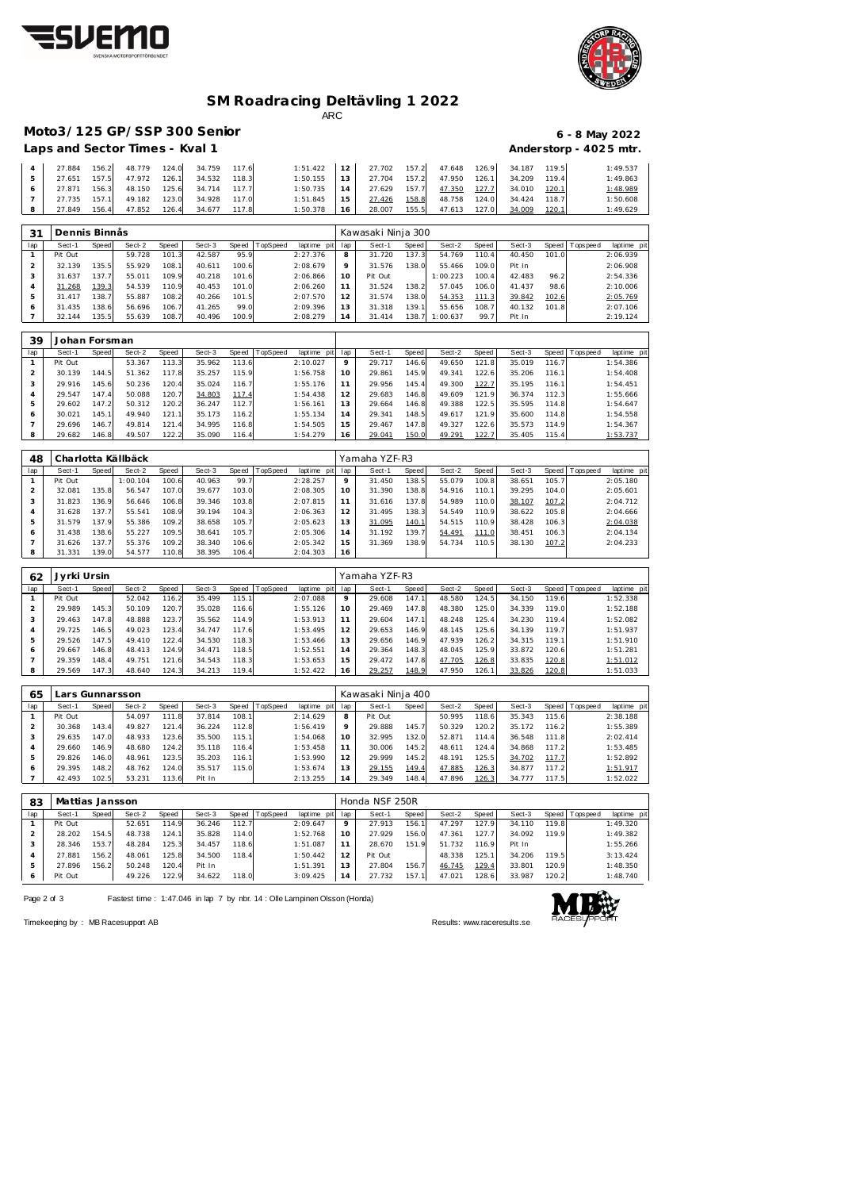# SM Roadracing Deltävling 1 2022

ARC

## Moto3/125 GP/SSP 300 Senior

**6 - 8 May 2022**

**Laps and Sector Times - Kval 1**

**Anderstorp - 4025 mtr.**

| lap | Sect-1 | Speed | Sect-2 | Speed | Sect-3 | Speed | TopSpeed | laptime pit | lap | Sect-1 | Speed | Sect-2 | Speed | Sect-3 | Speed | Topspeed | laptime pit |
|---|---|---|---|---|---|---|---|---|---|---|---|---|---|---|---|---|---|
| 4 | 27.884 | 156.2 | 48.779 | 124.0 | 34.759 | 117.6 | | 1:51.422 | 12 | 27.702 | 157.2 | 47.648 | 126.9 | 34.187 | 119.5 | | 1:49.537 |
| 5 | 27.651 | 157.5 | 47.972 | 126.1 | 34.532 | 118.3 | | 1:50.155 | 13 | 27.704 | 157.2 | 47.950 | 126.1 | 34.209 | 119.4 | | 1:49.863 |
| 6 | 27.871 | 156.3 | 48.150 | 125.6 | 34.714 | 117.7 | | 1:50.735 | 14 | 27.629 | 157.7 | 47.350 | 127.7 | 34.010 | 120.1 | | 1:48.989 |
| 7 | 27.735 | 157.1 | 49.182 | 123.0 | 34.928 | 117.0 | | 1:51.845 | 15 | 27.426 | 158.8 | 48.758 | 124.0 | 34.424 | 118.7 | | 1:50.608 |
| 8 | 27.849 | 156.4 | 47.852 | 126.4 | 34.677 | 117.8 | | 1:50.378 | 16 | 28.007 | 155.5 | 47.613 | 127.0 | 34.009 | 120.1 | | 1:49.629 |

### 31 Dennis Binnås — Kawasaki Ninja 300

| lap | Sect-1 | Speed | Sect-2 | Speed | Sect-3 | Speed | TopSpeed | laptime pit | lap | Sect-1 | Speed | Sect-2 | Speed | Sect-3 | Speed | Topspeed | laptime pit |
|---|---|---|---|---|---|---|---|---|---|---|---|---|---|---|---|---|---|
| 1 | Pit Out | | 59.728 | 101.3 | 42.587 | 95.9 | | 2:27.376 | 8 | 31.720 | 137.3 | 54.769 | 110.4 | 40.450 | 101.0 | | 2:06.939 |
| 2 | 32.139 | 135.5 | 55.929 | 108.1 | 40.611 | 100.6 | | 2:08.679 | 9 | 31.576 | 138.0 | 55.466 | 109.0 | Pit In | | | 2:06.908 |
| 3 | 31.637 | 137.7 | 55.011 | 109.9 | 40.218 | 101.6 | | 2:06.866 | 10 | Pit Out | | 1:00.223 | 100.4 | 42.483 | 96.2 | | 2:54.336 |
| 4 | 31.268 | 139.3 | 54.539 | 110.9 | 40.453 | 101.0 | | 2:06.260 | 11 | 31.524 | 138.2 | 57.045 | 106.0 | 41.437 | 98.6 | | 2:10.006 |
| 5 | 31.417 | 138.7 | 55.887 | 108.2 | 40.266 | 101.5 | | 2:07.570 | 12 | 31.574 | 138.0 | 54.353 | 111.3 | 39.842 | 102.6 | | 2:05.769 |
| 6 | 31.435 | 138.6 | 56.696 | 106.7 | 41.265 | 99.0 | | 2:09.396 | 13 | 31.318 | 139.1 | 55.656 | 108.7 | 40.132 | 101.8 | | 2:07.106 |
| 7 | 32.144 | 135.5 | 55.639 | 108.7 | 40.496 | 100.9 | | 2:08.279 | 14 | 31.414 | 138.7 | 1:00.637 | 99.7 | Pit In | | | 2:19.124 |

### 39 Johan Forsman

| lap | Sect-1 | Speed | Sect-2 | Speed | Sect-3 | Speed | TopSpeed | laptime pit | lap | Sect-1 | Speed | Sect-2 | Speed | Sect-3 | Speed | Topspeed | laptime pit |
|---|---|---|---|---|---|---|---|---|---|---|---|---|---|---|---|---|---|
| 1 | Pit Out | | 53.367 | 113.3 | 35.962 | 113.6 | | 2:10.027 | 9 | 29.717 | 146.6 | 49.650 | 121.8 | 35.019 | 116.7 | | 1:54.386 |
| 2 | 30.139 | 144.5 | 51.362 | 117.8 | 35.257 | 115.9 | | 1:56.758 | 10 | 29.861 | 145.9 | 49.341 | 122.6 | 35.206 | 116.1 | | 1:54.408 |
| 3 | 29.916 | 145.6 | 50.236 | 120.4 | 35.024 | 116.7 | | 1:55.176 | 11 | 29.956 | 145.4 | 49.300 | 122.7 | 35.195 | 116.1 | | 1:54.451 |
| 4 | 29.547 | 147.4 | 50.088 | 120.7 | 34.803 | 117.4 | | 1:54.438 | 12 | 29.683 | 146.8 | 49.609 | 121.9 | 36.374 | 112.3 | | 1:55.666 |
| 5 | 29.602 | 147.2 | 50.312 | 120.2 | 36.247 | 112.7 | | 1:56.161 | 13 | 29.664 | 146.8 | 49.388 | 122.5 | 35.595 | 114.8 | | 1:54.647 |
| 6 | 30.021 | 145.1 | 49.940 | 121.1 | 35.173 | 116.2 | | 1:55.134 | 14 | 29.341 | 148.5 | 49.617 | 121.9 | 35.600 | 114.8 | | 1:54.558 |
| 7 | 29.696 | 146.7 | 49.814 | 121.4 | 34.995 | 116.8 | | 1:54.505 | 15 | 29.467 | 147.8 | 49.327 | 122.6 | 35.573 | 114.9 | | 1:54.367 |
| 8 | 29.682 | 146.8 | 49.507 | 122.2 | 35.090 | 116.4 | | 1:54.279 | 16 | 29.041 | 150.0 | 49.291 | 122.7 | 35.405 | 115.4 | | 1:53.737 |

### 48 Charlotta Källbäck — Yamaha YZF-R3

| lap | Sect-1 | Speed | Sect-2 | Speed | Sect-3 | Speed | TopSpeed | laptime pit | lap | Sect-1 | Speed | Sect-2 | Speed | Sect-3 | Speed | Topspeed | laptime pit |
|---|---|---|---|---|---|---|---|---|---|---|---|---|---|---|---|---|---|
| 1 | Pit Out | | 1:00.104 | 100.6 | 40.963 | 99.7 | | 2:28.257 | 9 | 31.450 | 138.5 | 55.079 | 109.8 | 38.651 | 105.7 | | 2:05.180 |
| 2 | 32.081 | 135.8 | 56.547 | 107.0 | 39.677 | 103.0 | | 2:08.305 | 10 | 31.390 | 138.8 | 54.916 | 110.1 | 39.295 | 104.0 | | 2:05.601 |
| 3 | 31.823 | 136.9 | 56.646 | 106.8 | 39.346 | 103.8 | | 2:07.815 | 11 | 31.616 | 137.8 | 54.989 | 110.0 | 38.107 | 107.2 | | 2:04.712 |
| 4 | 31.628 | 137.7 | 55.541 | 108.9 | 39.194 | 104.3 | | 2:06.363 | 12 | 31.495 | 138.3 | 54.549 | 110.9 | 38.622 | 105.8 | | 2:04.666 |
| 5 | 31.579 | 137.9 | 55.386 | 109.2 | 38.658 | 105.7 | | 2:05.623 | 13 | 31.095 | 140.1 | 54.515 | 110.9 | 38.428 | 106.3 | | 2:04.038 |
| 6 | 31.438 | 138.6 | 55.227 | 109.5 | 38.641 | 105.7 | | 2:05.306 | 14 | 31.192 | 139.7 | 54.491 | 111.0 | 38.451 | 106.3 | | 2:04.134 |
| 7 | 31.626 | 137.7 | 55.376 | 109.2 | 38.340 | 106.6 | | 2:05.342 | 15 | 31.369 | 138.9 | 54.734 | 110.5 | 38.130 | 107.2 | | 2:04.233 |
| 8 | 31.331 | 139.0 | 54.577 | 110.8 | 38.395 | 106.4 | | 2:04.303 | 16 | | | | | | | | |

### 62 Jyrki Ursin — Yamaha YZF-R3

| lap | Sect-1 | Speed | Sect-2 | Speed | Sect-3 | Speed | TopSpeed | laptime pit | lap | Sect-1 | Speed | Sect-2 | Speed | Sect-3 | Speed | Topspeed | laptime pit |
|---|---|---|---|---|---|---|---|---|---|---|---|---|---|---|---|---|---|
| 1 | Pit Out | | 52.042 | 116.2 | 35.499 | 115.1 | | 2:07.088 | 9 | 29.608 | 147.1 | 48.580 | 124.5 | 34.150 | 119.6 | | 1:52.338 |
| 2 | 29.989 | 145.3 | 50.109 | 120.7 | 35.028 | 116.6 | | 1:55.126 | 10 | 29.469 | 147.8 | 48.380 | 125.0 | 34.339 | 119.0 | | 1:52.188 |
| 3 | 29.463 | 147.8 | 48.888 | 123.7 | 35.562 | 114.9 | | 1:53.913 | 11 | 29.604 | 147.1 | 48.248 | 125.4 | 34.230 | 119.4 | | 1:52.082 |
| 4 | 29.725 | 146.5 | 49.023 | 123.4 | 34.747 | 117.6 | | 1:53.495 | 12 | 29.653 | 146.9 | 48.145 | 125.6 | 34.139 | 119.7 | | 1:51.937 |
| 5 | 29.526 | 147.5 | 49.410 | 122.4 | 34.530 | 118.3 | | 1:53.466 | 13 | 29.656 | 146.9 | 47.939 | 126.2 | 34.315 | 119.1 | | 1:51.910 |
| 6 | 29.667 | 146.8 | 48.413 | 124.9 | 34.471 | 118.5 | | 1:52.551 | 14 | 29.364 | 148.3 | 48.045 | 125.9 | 33.872 | 120.6 | | 1:51.281 |
| 7 | 29.359 | 148.4 | 49.751 | 121.6 | 34.543 | 118.3 | | 1:53.653 | 15 | 29.472 | 147.8 | 47.705 | 126.8 | 33.835 | 120.8 | | 1:51.012 |
| 8 | 29.569 | 147.3 | 48.640 | 124.3 | 34.213 | 119.4 | | 1:52.422 | 16 | 29.257 | 148.9 | 47.950 | 126.1 | 33.826 | 120.8 | | 1:51.033 |

### 65 Lars Gunnarsson — Kawasaki Ninja 400

| lap | Sect-1 | Speed | Sect-2 | Speed | Sect-3 | Speed | TopSpeed | laptime pit | lap | Sect-1 | Speed | Sect-2 | Speed | Sect-3 | Speed | Topspeed | laptime pit |
|---|---|---|---|---|---|---|---|---|---|---|---|---|---|---|---|---|---|
| 1 | Pit Out | | 54.097 | 111.8 | 37.814 | 108.1 | | 2:14.629 | 8 | Pit Out | | 50.995 | 118.6 | 35.343 | 115.6 | | 2:38.188 |
| 2 | 30.368 | 143.4 | 49.827 | 121.4 | 36.224 | 112.8 | | 1:56.419 | 9 | 29.888 | 145.7 | 50.329 | 120.2 | 35.172 | 116.2 | | 1:55.389 |
| 3 | 29.635 | 147.0 | 48.933 | 123.6 | 35.500 | 115.1 | | 1:54.068 | 10 | 32.995 | 132.0 | 52.871 | 114.4 | 36.548 | 111.8 | | 2:02.414 |
| 4 | 29.660 | 146.9 | 48.680 | 124.2 | 35.118 | 116.4 | | 1:53.458 | 11 | 30.006 | 145.2 | 48.611 | 124.4 | 34.868 | 117.2 | | 1:53.485 |
| 5 | 29.826 | 146.0 | 48.961 | 123.5 | 35.203 | 116.1 | | 1:53.990 | 12 | 29.999 | 145.2 | 48.191 | 125.5 | 34.702 | 117.7 | | 1:52.892 |
| 6 | 29.395 | 148.2 | 48.762 | 124.0 | 35.517 | 115.0 | | 1:53.674 | 13 | 29.155 | 149.4 | 47.885 | 126.3 | 34.877 | 117.2 | | 1:51.917 |
| 7 | 42.493 | 102.5 | 53.231 | 113.6 | Pit In | | | 2:13.255 | 14 | 29.349 | 148.4 | 47.896 | 126.3 | 34.777 | 117.5 | | 1:52.022 |

### 83 Mattias Jansson — Honda NSF 250R

| lap | Sect-1 | Speed | Sect-2 | Speed | Sect-3 | Speed | TopSpeed | laptime pit | lap | Sect-1 | Speed | Sect-2 | Speed | Sect-3 | Speed | Topspeed | laptime pit |
|---|---|---|---|---|---|---|---|---|---|---|---|---|---|---|---|---|---|
| 1 | Pit Out | | 52.651 | 114.9 | 36.246 | 112.7 | | 2:09.647 | 9 | 27.913 | 156.1 | 47.297 | 127.9 | 34.110 | 119.8 | | 1:49.320 |
| 2 | 28.202 | 154.5 | 48.738 | 124.1 | 35.828 | 114.0 | | 1:52.768 | 10 | 27.929 | 156.0 | 47.361 | 127.7 | 34.092 | 119.9 | | 1:49.382 |
| 3 | 28.346 | 153.7 | 48.284 | 125.3 | 34.457 | 118.6 | | 1:51.087 | 11 | 28.670 | 151.9 | 51.732 | 116.9 | Pit In | | | 1:55.266 |
| 4 | 27.881 | 156.2 | 48.061 | 125.8 | 34.500 | 118.4 | | 1:50.442 | 12 | Pit Out | | 48.338 | 125.1 | 34.206 | 119.5 | | 3:13.424 |
| 5 | 27.896 | 156.2 | 50.248 | 120.4 | Pit In | | | 1:51.391 | 13 | 27.804 | 156.7 | 46.745 | 129.4 | 33.801 | 120.9 | | 1:48.350 |
| 6 | Pit Out | | 49.226 | 122.9 | 34.622 | 118.0 | | 3:09.425 | 14 | 27.732 | 157.1 | 47.021 | 128.6 | 33.987 | 120.2 | | 1:48.740 |

Fastest time : 1:47.046 in lap 7 by nbr. 14 : Olle Lampinen Olsson (Honda)

Timekeeping by : MB Racesupport AB

Results: www.raceresults.se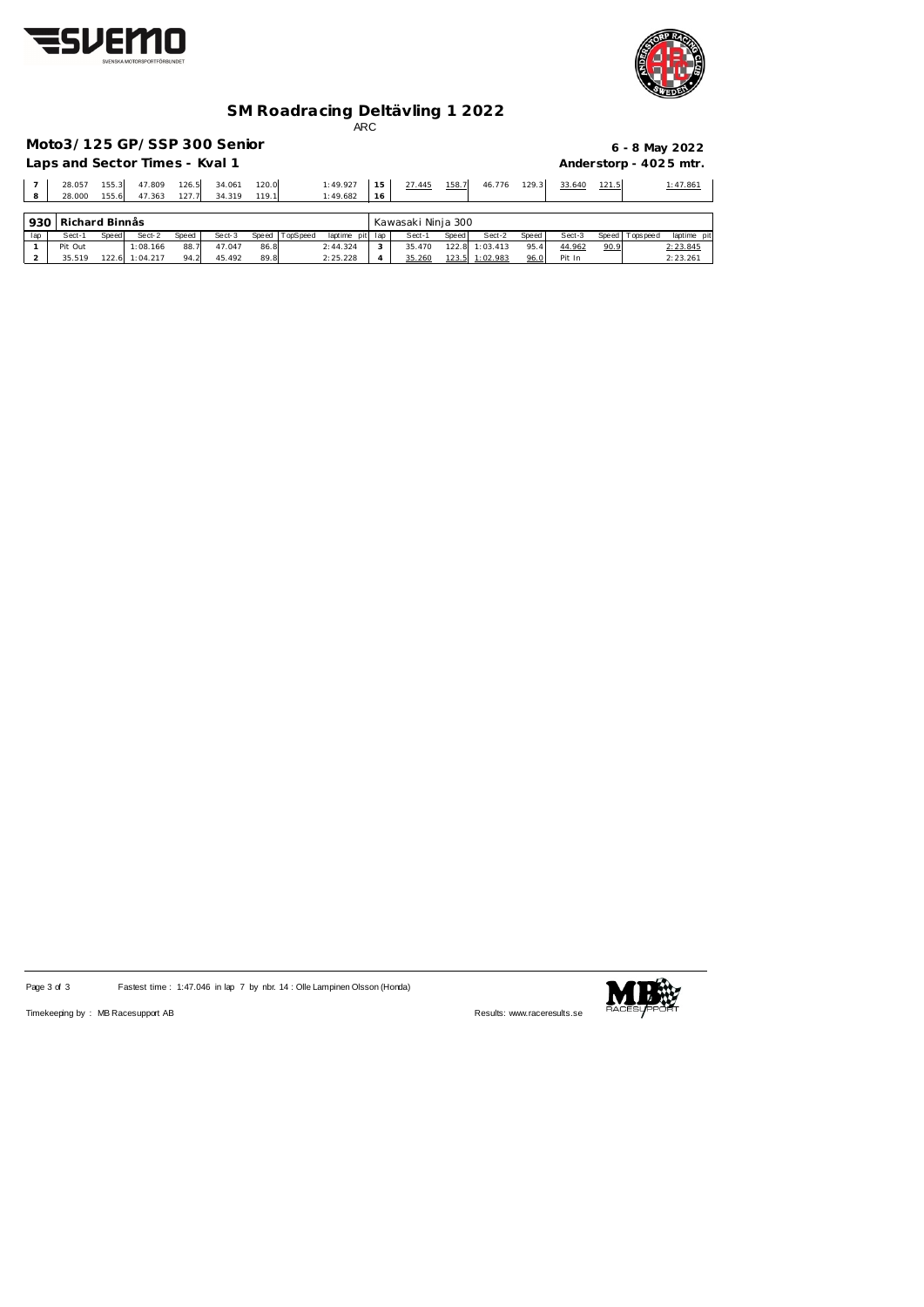# SM Roadracing Deltävling 1 2022

ARC

## Moto3/125 GP/SSP 300 Senior

**6 - 8 May 2022**

**Laps and Sector Times - Kval 1**

**Anderstorp - 4025 mtr.**

| | | | | | | | | | | | | | | | | | |
|---|---|---|---|---|---|---|---|---|---|---|---|---|---|---|---|---|---|
| 7 | 28.057 | 155.3 | 47.809 | 126.5 | 34.061 | 120.0 | | 1:49.927 | 15 | 27.445 | 158.7 | 46.776 | 129.3 | 33.640 | 121.5 | | 1:47.861 |
| 8 | 28.000 | 155.6 | 47.363 | 127.7 | 34.319 | 119.1 | | 1:49.682 | 16 | | | | | | | | |

**930 Richard Binnås** — Kawasaki Ninja 300

| lap | Sect-1 | Speed | Sect-2 | Speed | Sect-3 | Speed | TopSpeed | laptime pit | lap | Sect-1 | Speed | Sect-2 | Speed | Sect-3 | Speed | Topspeed | laptime pit |
|---|---|---|---|---|---|---|---|---|---|---|---|---|---|---|---|---|---|
| 1 | Pit Out | | 1:08.166 | 88.7 | 47.047 | 86.8 | | 2:44.324 | 3 | 35.470 | 122.8 | 1:03.413 | 95.4 | 44.962 | 90.9 | | 2:23.845 |
| 2 | 35.519 | 122.6 | 1:04.217 | 94.2 | 45.492 | 89.8 | | 2:25.228 | 4 | 35.260 | 123.5 | 1:02.983 | 96.0 | Pit In | | | 2:23.261 |

Fastest time : 1:47.046 in lap 7 by nbr. 14 : Olle Lampinen Olsson (Honda)

Timekeeping by : MB Racesupport AB

Results: www.raceresults.se